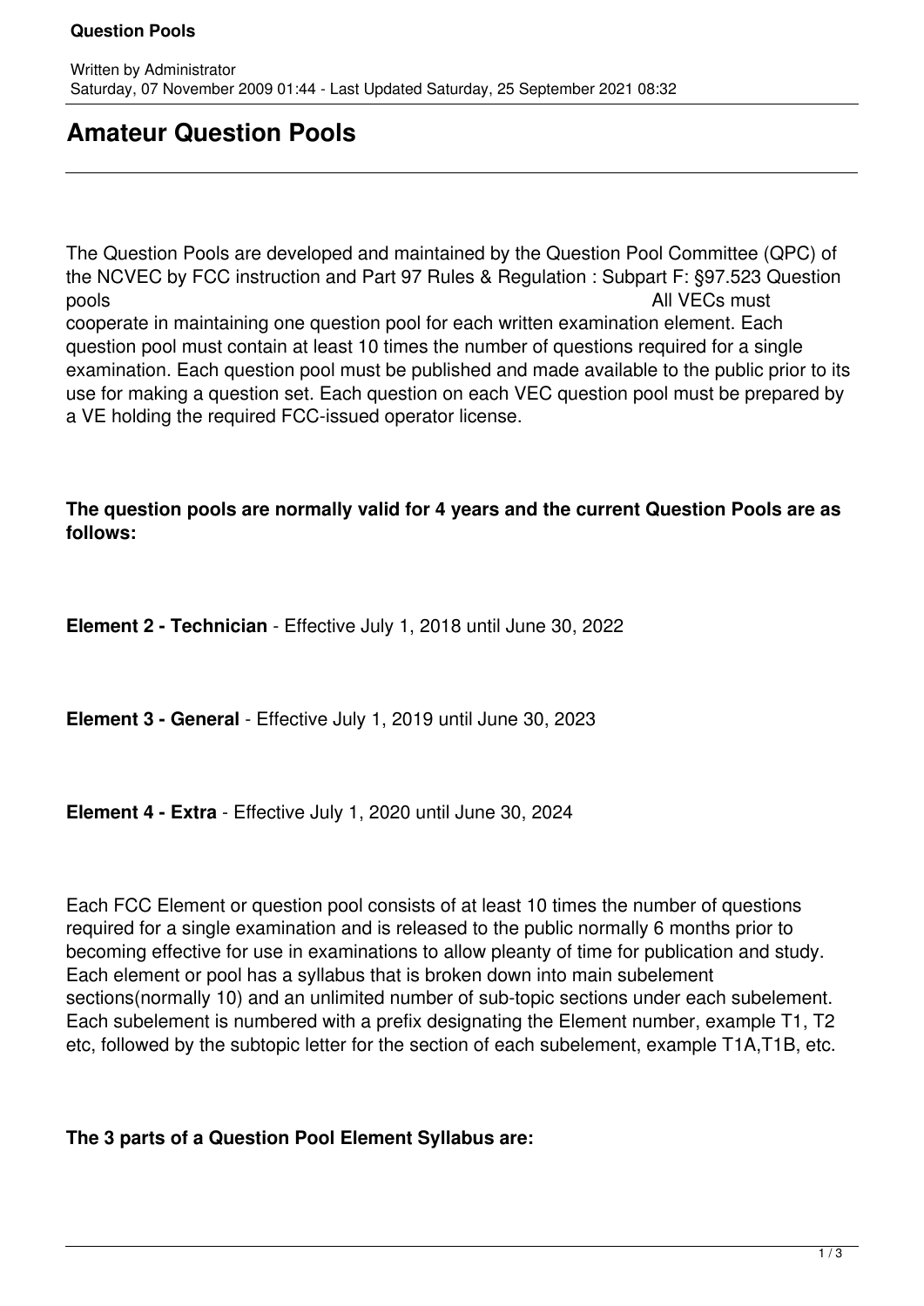# Amateur Question Pools

The Question Pools are developed and maintained by the Question Pool Committee (QPC) of the NCVEC by FCC instruction and Part 97 Rules & Regulation : Subpart F: §97.523 Question pools All VECs must cooperate in maintaining one question pool for each written examination element. Each question pool must contain at least 10 times the number of questions required for a single examination. Each question pool must be published and made available to the public prior to its use for making a question set. Each question on each VEC question pool must be prepared by a VE holding the required FCC-issued operator license.

**The question pools are normally valid for 4 years and the current Question Pools are as follows:**

**Element 2 - Technician** - Effective July 1, 2018 until June 30, 2022

**Element 3 - General** - Effective July 1, 2019 until June 30, 2023

**Element 4 - Extra** - Effective July 1, 2020 until June 30, 2024

Each FCC Element or question pool consists of at least 10 times the number of questions required for a single examination and is released to the public normally 6 months prior to becoming effective for use in examinations to allow pleanty of time for publication and study. Each element or pool has a syllabus that is broken down into main subelement sections(normally 10) and an unlimited number of sub-topic sections under each subelement. Each subelement is numbered with a prefix designating the Element number, example T1, T2 etc, followed by the subtopic letter for the section of each subelement, example T1A,T1B, etc.

**The 3 parts of a Question Pool Element Syllabus are:**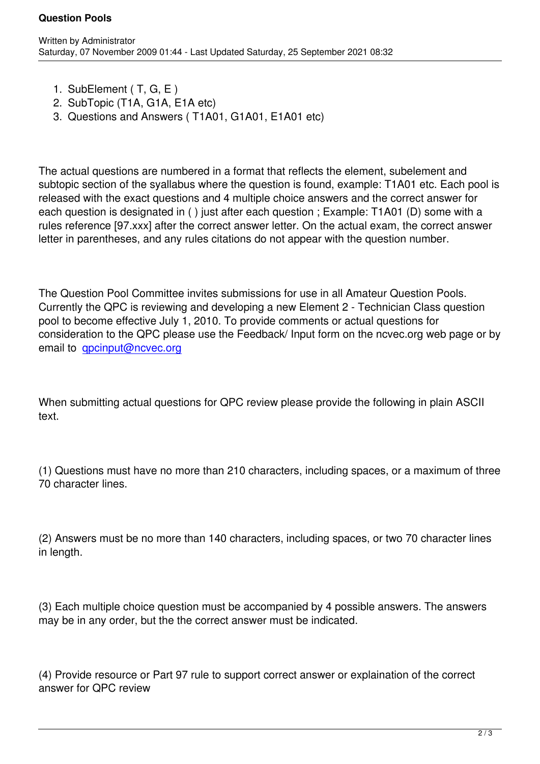1. SubElement ( T, G, E )
2. SubTopic (T1A, G1A, E1A etc)
3. Questions and Answers ( T1A01, G1A01, E1A01 etc)

The actual questions are numbered in a format that reflects the element, subelement and subtopic section of the syllabus where the question is found, example: T1A01 etc. Each pool is released with the exact questions and 4 multiple choice answers and the correct answer for each question is designated in ( ) just after each question ; Example: T1A01 (D) some with a rules reference [97.xxx] after the correct answer letter. On the actual exam, the correct answer letter in parentheses, and any rules citations do not appear with the question number.

The Question Pool Committee invites submissions for use in all Amateur Question Pools. Currently the QPC is reviewing and developing a new Element 2 - Technician Class question pool to become effective July 1, 2010. To provide comments or actual questions for consideration to the QPC please use the Feedback/ Input form on the ncvec.org web page or by email to qpcinput@ncvec.org

When submitting actual questions for QPC review please provide the following in plain ASCII text.

(1) Questions must have no more than 210 characters, including spaces, or a maximum of three 70 character lines.

(2) Answers must be no more than 140 characters, including spaces, or two 70 character lines in length.

(3) Each multiple choice question must be accompanied by 4 possible answers. The answers may be in any order, but the the correct answer must be indicated.

(4) Provide resource or Part 97 rule to support correct answer or explaination of the correct answer for QPC review